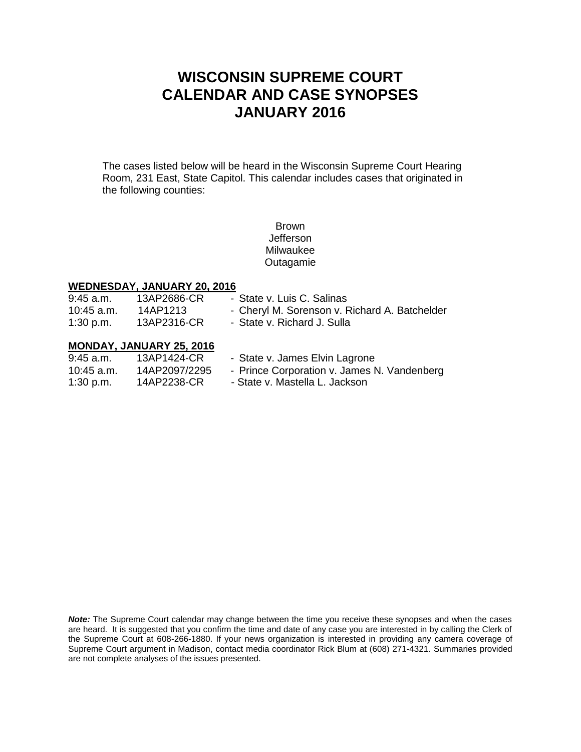# WISCONSIN SUPREME COURT
# CALENDAR AND CASE SYNOPSES
# JANUARY 2016

The cases listed below will be heard in the Wisconsin Supreme Court Hearing Room, 231 East, State Capitol. This calendar includes cases that originated in the following counties:

Brown
Jefferson
Milwaukee
Outagamie

**WEDNESDAY, JANUARY 20, 2016**

| | | |
|---|---|---|
| 9:45 a.m. | 13AP2686-CR | - State v. Luis C. Salinas |
| 10:45 a.m. | 14AP1213 | - Cheryl M. Sorenson v. Richard A. Batchelder |
| 1:30 p.m. | 13AP2316-CR | - State v. Richard J. Sulla |

**MONDAY, JANUARY 25, 2016**

| | | |
|---|---|---|
| 9:45 a.m. | 13AP1424-CR | - State v. James Elvin Lagrone |
| 10:45 a.m. | 14AP2097/2295 | - Prince Corporation v. James N. Vandenberg |
| 1:30 p.m. | 14AP2238-CR | - State v. Mastella L. Jackson |

***Note:*** The Supreme Court calendar may change between the time you receive these synopses and when the cases are heard. It is suggested that you confirm the time and date of any case you are interested in by calling the Clerk of the Supreme Court at 608-266-1880. If your news organization is interested in providing any camera coverage of Supreme Court argument in Madison, contact media coordinator Rick Blum at (608) 271-4321. Summaries provided are not complete analyses of the issues presented.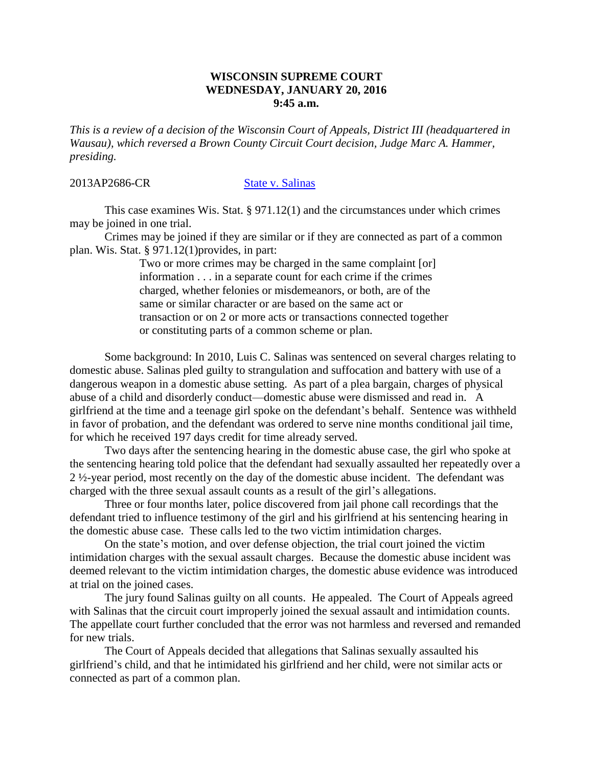**WISCONSIN SUPREME COURT**
**WEDNESDAY, JANUARY 20, 2016**
**9:45 a.m.**

*This is a review of a decision of the Wisconsin Court of Appeals, District III (headquartered in Wausau), which reversed a Brown County Circuit Court decision, Judge Marc A. Hammer, presiding.*

2013AP2686-CR State v. Salinas

This case examines Wis. Stat. § 971.12(1) and the circumstances under which crimes may be joined in one trial.

Crimes may be joined if they are similar or if they are connected as part of a common plan. Wis. Stat. § 971.12(1)provides, in part:

> Two or more crimes may be charged in the same complaint [or] information . . . in a separate count for each crime if the crimes charged, whether felonies or misdemeanors, or both, are of the same or similar character or are based on the same act or transaction or on 2 or more acts or transactions connected together or constituting parts of a common scheme or plan.

Some background: In 2010, Luis C. Salinas was sentenced on several charges relating to domestic abuse. Salinas pled guilty to strangulation and suffocation and battery with use of a dangerous weapon in a domestic abuse setting. As part of a plea bargain, charges of physical abuse of a child and disorderly conduct—domestic abuse were dismissed and read in. A girlfriend at the time and a teenage girl spoke on the defendant's behalf. Sentence was withheld in favor of probation, and the defendant was ordered to serve nine months conditional jail time, for which he received 197 days credit for time already served.

Two days after the sentencing hearing in the domestic abuse case, the girl who spoke at the sentencing hearing told police that the defendant had sexually assaulted her repeatedly over a 2 ½-year period, most recently on the day of the domestic abuse incident. The defendant was charged with the three sexual assault counts as a result of the girl's allegations.

Three or four months later, police discovered from jail phone call recordings that the defendant tried to influence testimony of the girl and his girlfriend at his sentencing hearing in the domestic abuse case. These calls led to the two victim intimidation charges.

On the state's motion, and over defense objection, the trial court joined the victim intimidation charges with the sexual assault charges. Because the domestic abuse incident was deemed relevant to the victim intimidation charges, the domestic abuse evidence was introduced at trial on the joined cases.

The jury found Salinas guilty on all counts. He appealed. The Court of Appeals agreed with Salinas that the circuit court improperly joined the sexual assault and intimidation counts. The appellate court further concluded that the error was not harmless and reversed and remanded for new trials.

The Court of Appeals decided that allegations that Salinas sexually assaulted his girlfriend's child, and that he intimidated his girlfriend and her child, were not similar acts or connected as part of a common plan.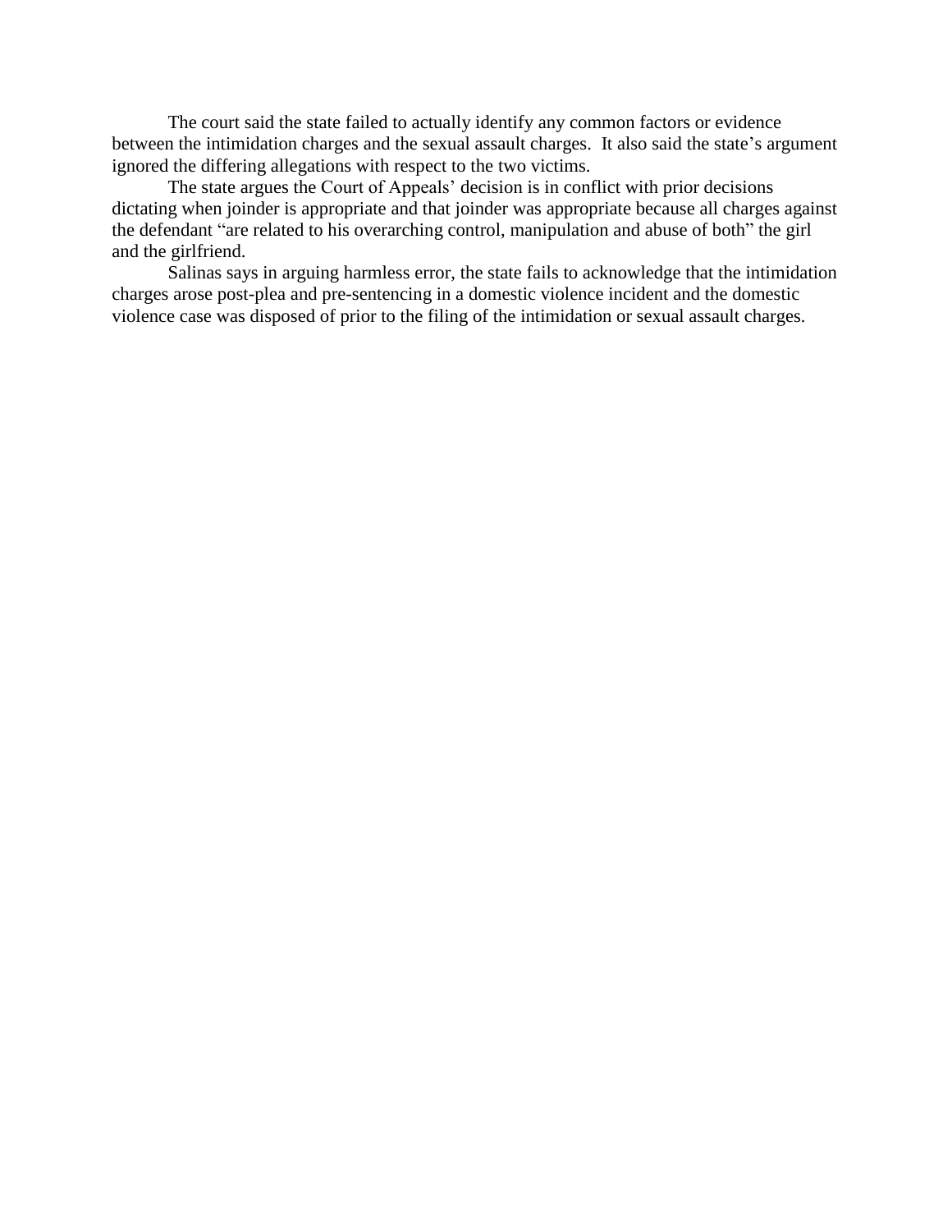The court said the state failed to actually identify any common factors or evidence between the intimidation charges and the sexual assault charges. It also said the state's argument ignored the differing allegations with respect to the two victims.

The state argues the Court of Appeals' decision is in conflict with prior decisions dictating when joinder is appropriate and that joinder was appropriate because all charges against the defendant "are related to his overarching control, manipulation and abuse of both" the girl and the girlfriend.

Salinas says in arguing harmless error, the state fails to acknowledge that the intimidation charges arose post-plea and pre-sentencing in a domestic violence incident and the domestic violence case was disposed of prior to the filing of the intimidation or sexual assault charges.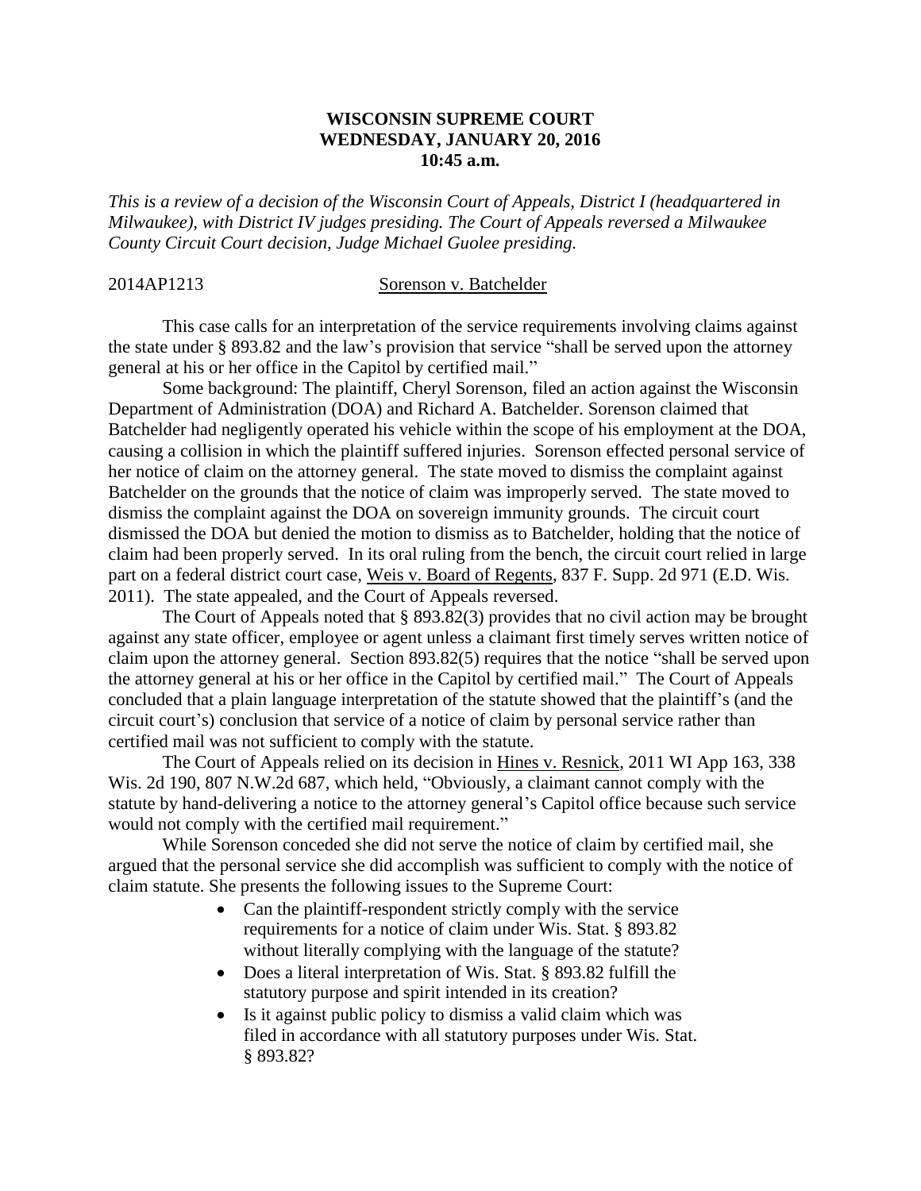**WISCONSIN SUPREME COURT**
**WEDNESDAY, JANUARY 20, 2016**
**10:45 a.m.**

*This is a review of a decision of the Wisconsin Court of Appeals, District I (headquartered in Milwaukee), with District IV judges presiding. The Court of Appeals reversed a Milwaukee County Circuit Court decision, Judge Michael Guolee presiding.*

2014AP1213 Sorenson v. Batchelder

This case calls for an interpretation of the service requirements involving claims against the state under § 893.82 and the law's provision that service "shall be served upon the attorney general at his or her office in the Capitol by certified mail."

Some background: The plaintiff, Cheryl Sorenson, filed an action against the Wisconsin Department of Administration (DOA) and Richard A. Batchelder. Sorenson claimed that Batchelder had negligently operated his vehicle within the scope of his employment at the DOA, causing a collision in which the plaintiff suffered injuries. Sorenson effected personal service of her notice of claim on the attorney general. The state moved to dismiss the complaint against Batchelder on the grounds that the notice of claim was improperly served. The state moved to dismiss the complaint against the DOA on sovereign immunity grounds. The circuit court dismissed the DOA but denied the motion to dismiss as to Batchelder, holding that the notice of claim had been properly served. In its oral ruling from the bench, the circuit court relied in large part on a federal district court case, Weis v. Board of Regents, 837 F. Supp. 2d 971 (E.D. Wis. 2011). The state appealed, and the Court of Appeals reversed.

The Court of Appeals noted that § 893.82(3) provides that no civil action may be brought against any state officer, employee or agent unless a claimant first timely serves written notice of claim upon the attorney general. Section 893.82(5) requires that the notice "shall be served upon the attorney general at his or her office in the Capitol by certified mail." The Court of Appeals concluded that a plain language interpretation of the statute showed that the plaintiff's (and the circuit court's) conclusion that service of a notice of claim by personal service rather than certified mail was not sufficient to comply with the statute.

The Court of Appeals relied on its decision in Hines v. Resnick, 2011 WI App 163, 338 Wis. 2d 190, 807 N.W.2d 687, which held, "Obviously, a claimant cannot comply with the statute by hand-delivering a notice to the attorney general's Capitol office because such service would not comply with the certified mail requirement."

While Sorenson conceded she did not serve the notice of claim by certified mail, she argued that the personal service she did accomplish was sufficient to comply with the notice of claim statute. She presents the following issues to the Supreme Court:

- Can the plaintiff-respondent strictly comply with the service requirements for a notice of claim under Wis. Stat. § 893.82 without literally complying with the language of the statute?
- Does a literal interpretation of Wis. Stat. § 893.82 fulfill the statutory purpose and spirit intended in its creation?
- Is it against public policy to dismiss a valid claim which was filed in accordance with all statutory purposes under Wis. Stat. § 893.82?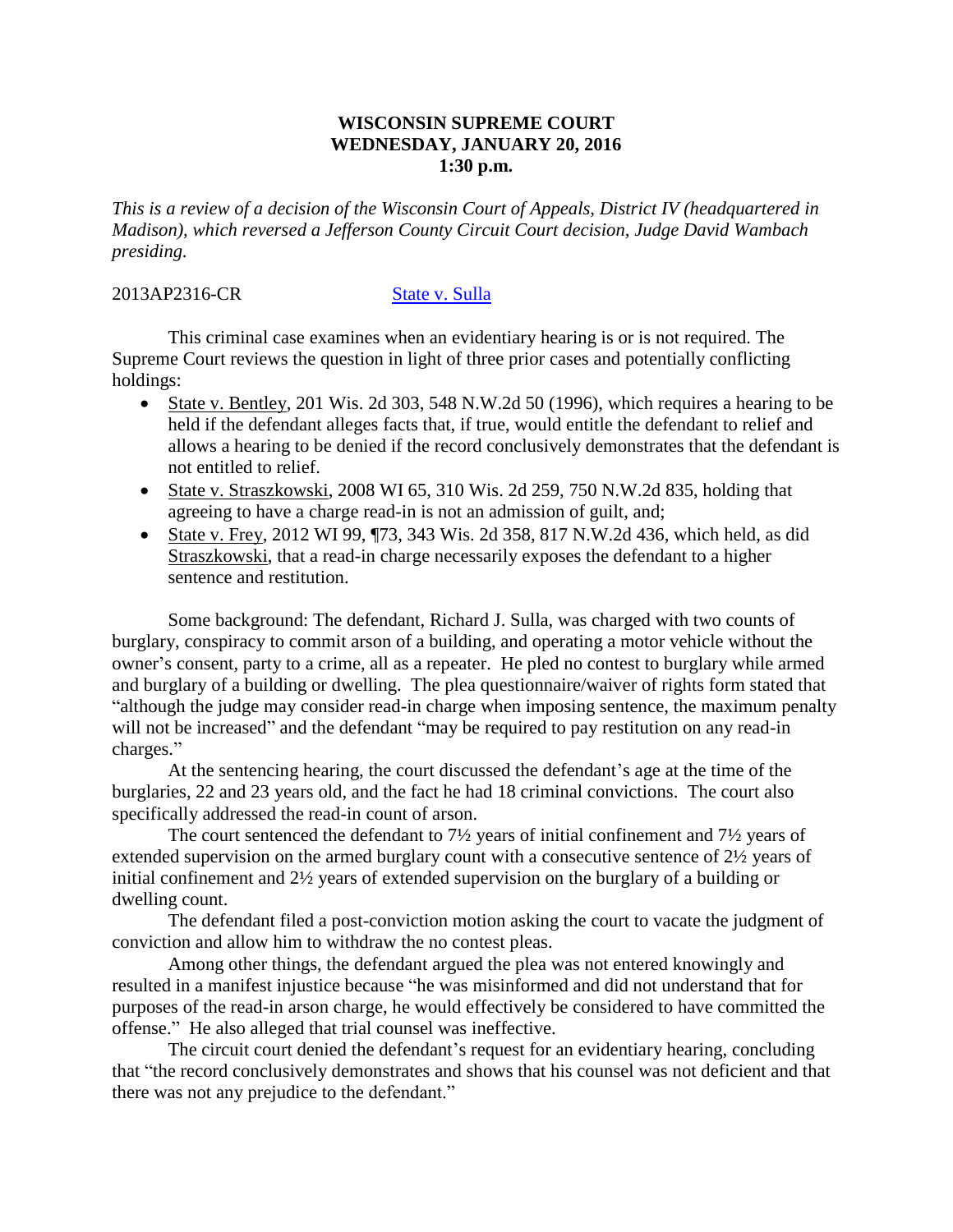**WISCONSIN SUPREME COURT**
**WEDNESDAY, JANUARY 20, 2016**
**1:30 p.m.**

*This is a review of a decision of the Wisconsin Court of Appeals, District IV (headquartered in Madison), which reversed a Jefferson County Circuit Court decision, Judge David Wambach presiding.*

2013AP2316-CR State v. Sulla

This criminal case examines when an evidentiary hearing is or is not required. The Supreme Court reviews the question in light of three prior cases and potentially conflicting holdings:

- State v. Bentley, 201 Wis. 2d 303, 548 N.W.2d 50 (1996), which requires a hearing to be held if the defendant alleges facts that, if true, would entitle the defendant to relief and allows a hearing to be denied if the record conclusively demonstrates that the defendant is not entitled to relief.
- State v. Straszkowski, 2008 WI 65, 310 Wis. 2d 259, 750 N.W.2d 835, holding that agreeing to have a charge read-in is not an admission of guilt, and;
- State v. Frey, 2012 WI 99, ¶73, 343 Wis. 2d 358, 817 N.W.2d 436, which held, as did Straszkowski, that a read-in charge necessarily exposes the defendant to a higher sentence and restitution.

Some background: The defendant, Richard J. Sulla, was charged with two counts of burglary, conspiracy to commit arson of a building, and operating a motor vehicle without the owner's consent, party to a crime, all as a repeater. He pled no contest to burglary while armed and burglary of a building or dwelling. The plea questionnaire/waiver of rights form stated that "although the judge may consider read-in charge when imposing sentence, the maximum penalty will not be increased" and the defendant "may be required to pay restitution on any read-in charges."

At the sentencing hearing, the court discussed the defendant's age at the time of the burglaries, 22 and 23 years old, and the fact he had 18 criminal convictions. The court also specifically addressed the read-in count of arson.

The court sentenced the defendant to 7½ years of initial confinement and 7½ years of extended supervision on the armed burglary count with a consecutive sentence of 2½ years of initial confinement and 2½ years of extended supervision on the burglary of a building or dwelling count.

The defendant filed a post-conviction motion asking the court to vacate the judgment of conviction and allow him to withdraw the no contest pleas.

Among other things, the defendant argued the plea was not entered knowingly and resulted in a manifest injustice because "he was misinformed and did not understand that for purposes of the read-in arson charge, he would effectively be considered to have committed the offense." He also alleged that trial counsel was ineffective.

The circuit court denied the defendant's request for an evidentiary hearing, concluding that "the record conclusively demonstrates and shows that his counsel was not deficient and that there was not any prejudice to the defendant."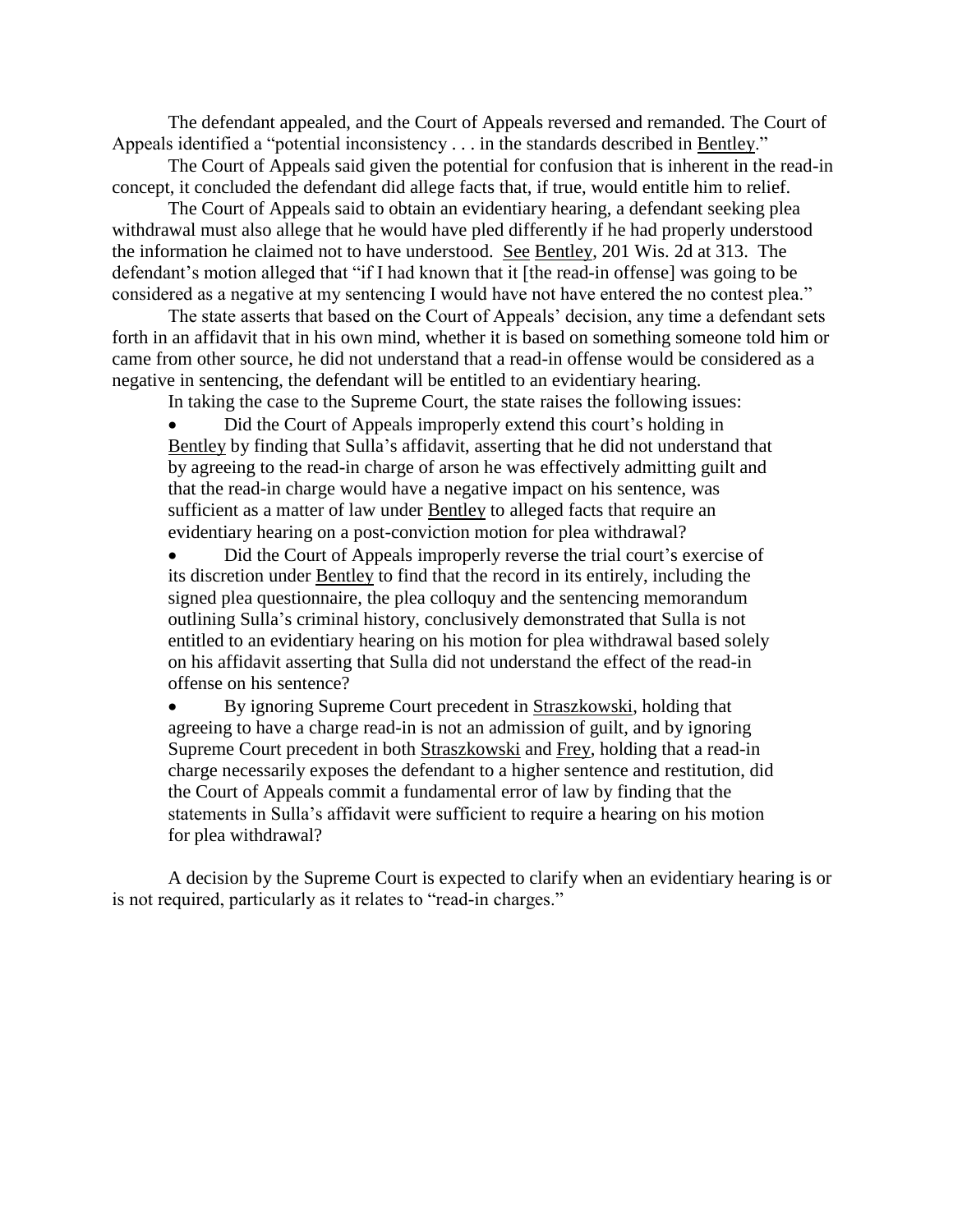The defendant appealed, and the Court of Appeals reversed and remanded. The Court of Appeals identified a "potential inconsistency . . . in the standards described in Bentley."

The Court of Appeals said given the potential for confusion that is inherent in the read-in concept, it concluded the defendant did allege facts that, if true, would entitle him to relief.

The Court of Appeals said to obtain an evidentiary hearing, a defendant seeking plea withdrawal must also allege that he would have pled differently if he had properly understood the information he claimed not to have understood. See Bentley, 201 Wis. 2d at 313. The defendant's motion alleged that "if I had known that it [the read-in offense] was going to be considered as a negative at my sentencing I would have not have entered the no contest plea."

The state asserts that based on the Court of Appeals' decision, any time a defendant sets forth in an affidavit that in his own mind, whether it is based on something someone told him or came from other source, he did not understand that a read-in offense would be considered as a negative in sentencing, the defendant will be entitled to an evidentiary hearing.

In taking the case to the Supreme Court, the state raises the following issues:

- Did the Court of Appeals improperly extend this court's holding in Bentley by finding that Sulla's affidavit, asserting that he did not understand that by agreeing to the read-in charge of arson he was effectively admitting guilt and that the read-in charge would have a negative impact on his sentence, was sufficient as a matter of law under Bentley to alleged facts that require an evidentiary hearing on a post-conviction motion for plea withdrawal?
- Did the Court of Appeals improperly reverse the trial court's exercise of its discretion under Bentley to find that the record in its entirely, including the signed plea questionnaire, the plea colloquy and the sentencing memorandum outlining Sulla's criminal history, conclusively demonstrated that Sulla is not entitled to an evidentiary hearing on his motion for plea withdrawal based solely on his affidavit asserting that Sulla did not understand the effect of the read-in offense on his sentence?
- By ignoring Supreme Court precedent in Straszkowski, holding that agreeing to have a charge read-in is not an admission of guilt, and by ignoring Supreme Court precedent in both Straszkowski and Frey, holding that a read-in charge necessarily exposes the defendant to a higher sentence and restitution, did the Court of Appeals commit a fundamental error of law by finding that the statements in Sulla's affidavit were sufficient to require a hearing on his motion for plea withdrawal?

A decision by the Supreme Court is expected to clarify when an evidentiary hearing is or is not required, particularly as it relates to "read-in charges."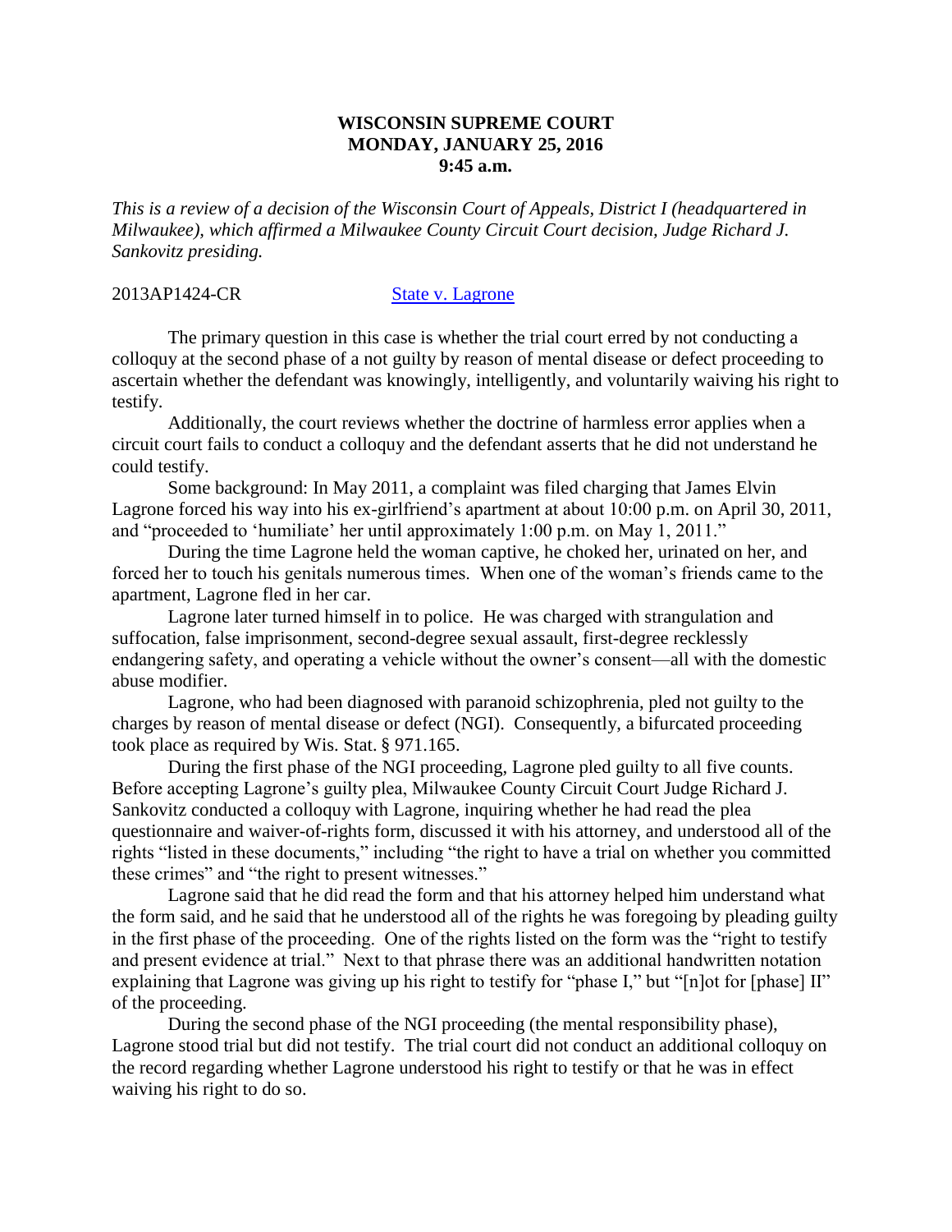**WISCONSIN SUPREME COURT**
**MONDAY, JANUARY 25, 2016**
**9:45 a.m.**

*This is a review of a decision of the Wisconsin Court of Appeals, District I (headquartered in Milwaukee), which affirmed a Milwaukee County Circuit Court decision, Judge Richard J. Sankovitz presiding.*

2013AP1424-CR [State v. Lagrone]

The primary question in this case is whether the trial court erred by not conducting a colloquy at the second phase of a not guilty by reason of mental disease or defect proceeding to ascertain whether the defendant was knowingly, intelligently, and voluntarily waiving his right to testify.

Additionally, the court reviews whether the doctrine of harmless error applies when a circuit court fails to conduct a colloquy and the defendant asserts that he did not understand he could testify.

Some background: In May 2011, a complaint was filed charging that James Elvin Lagrone forced his way into his ex-girlfriend's apartment at about 10:00 p.m. on April 30, 2011, and "proceeded to 'humiliate' her until approximately 1:00 p.m. on May 1, 2011."

During the time Lagrone held the woman captive, he choked her, urinated on her, and forced her to touch his genitals numerous times. When one of the woman's friends came to the apartment, Lagrone fled in her car.

Lagrone later turned himself in to police. He was charged with strangulation and suffocation, false imprisonment, second-degree sexual assault, first-degree recklessly endangering safety, and operating a vehicle without the owner's consent—all with the domestic abuse modifier.

Lagrone, who had been diagnosed with paranoid schizophrenia, pled not guilty to the charges by reason of mental disease or defect (NGI). Consequently, a bifurcated proceeding took place as required by Wis. Stat. § 971.165.

During the first phase of the NGI proceeding, Lagrone pled guilty to all five counts. Before accepting Lagrone's guilty plea, Milwaukee County Circuit Court Judge Richard J. Sankovitz conducted a colloquy with Lagrone, inquiring whether he had read the plea questionnaire and waiver-of-rights form, discussed it with his attorney, and understood all of the rights "listed in these documents," including "the right to have a trial on whether you committed these crimes" and "the right to present witnesses."

Lagrone said that he did read the form and that his attorney helped him understand what the form said, and he said that he understood all of the rights he was foregoing by pleading guilty in the first phase of the proceeding. One of the rights listed on the form was the "right to testify and present evidence at trial." Next to that phrase there was an additional handwritten notation explaining that Lagrone was giving up his right to testify for "phase I," but "[n]ot for [phase] II" of the proceeding.

During the second phase of the NGI proceeding (the mental responsibility phase), Lagrone stood trial but did not testify. The trial court did not conduct an additional colloquy on the record regarding whether Lagrone understood his right to testify or that he was in effect waiving his right to do so.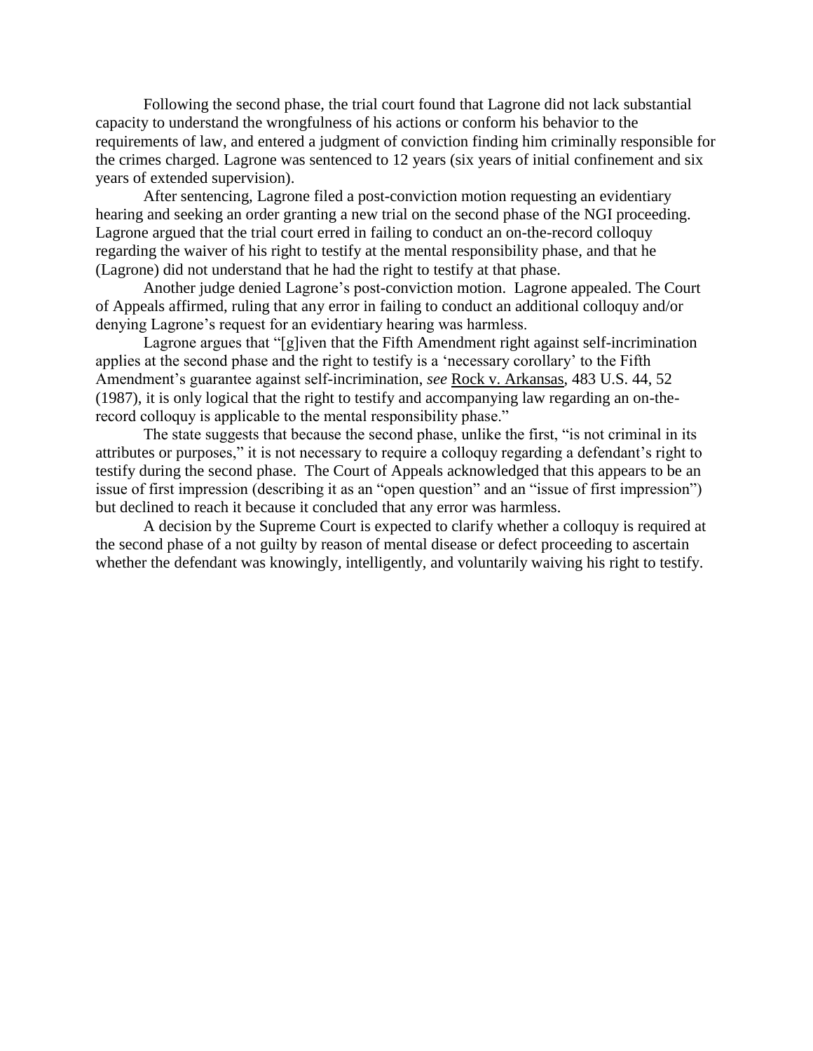Following the second phase, the trial court found that Lagrone did not lack substantial capacity to understand the wrongfulness of his actions or conform his behavior to the requirements of law, and entered a judgment of conviction finding him criminally responsible for the crimes charged. Lagrone was sentenced to 12 years (six years of initial confinement and six years of extended supervision).

After sentencing, Lagrone filed a post-conviction motion requesting an evidentiary hearing and seeking an order granting a new trial on the second phase of the NGI proceeding. Lagrone argued that the trial court erred in failing to conduct an on-the-record colloquy regarding the waiver of his right to testify at the mental responsibility phase, and that he (Lagrone) did not understand that he had the right to testify at that phase.

Another judge denied Lagrone's post-conviction motion. Lagrone appealed. The Court of Appeals affirmed, ruling that any error in failing to conduct an additional colloquy and/or denying Lagrone's request for an evidentiary hearing was harmless.

Lagrone argues that "[g]iven that the Fifth Amendment right against self-incrimination applies at the second phase and the right to testify is a 'necessary corollary' to the Fifth Amendment's guarantee against self-incrimination, *see* Rock v. Arkansas, 483 U.S. 44, 52 (1987), it is only logical that the right to testify and accompanying law regarding an on-the-record colloquy is applicable to the mental responsibility phase."

The state suggests that because the second phase, unlike the first, "is not criminal in its attributes or purposes," it is not necessary to require a colloquy regarding a defendant's right to testify during the second phase. The Court of Appeals acknowledged that this appears to be an issue of first impression (describing it as an "open question" and an "issue of first impression") but declined to reach it because it concluded that any error was harmless.

A decision by the Supreme Court is expected to clarify whether a colloquy is required at the second phase of a not guilty by reason of mental disease or defect proceeding to ascertain whether the defendant was knowingly, intelligently, and voluntarily waiving his right to testify.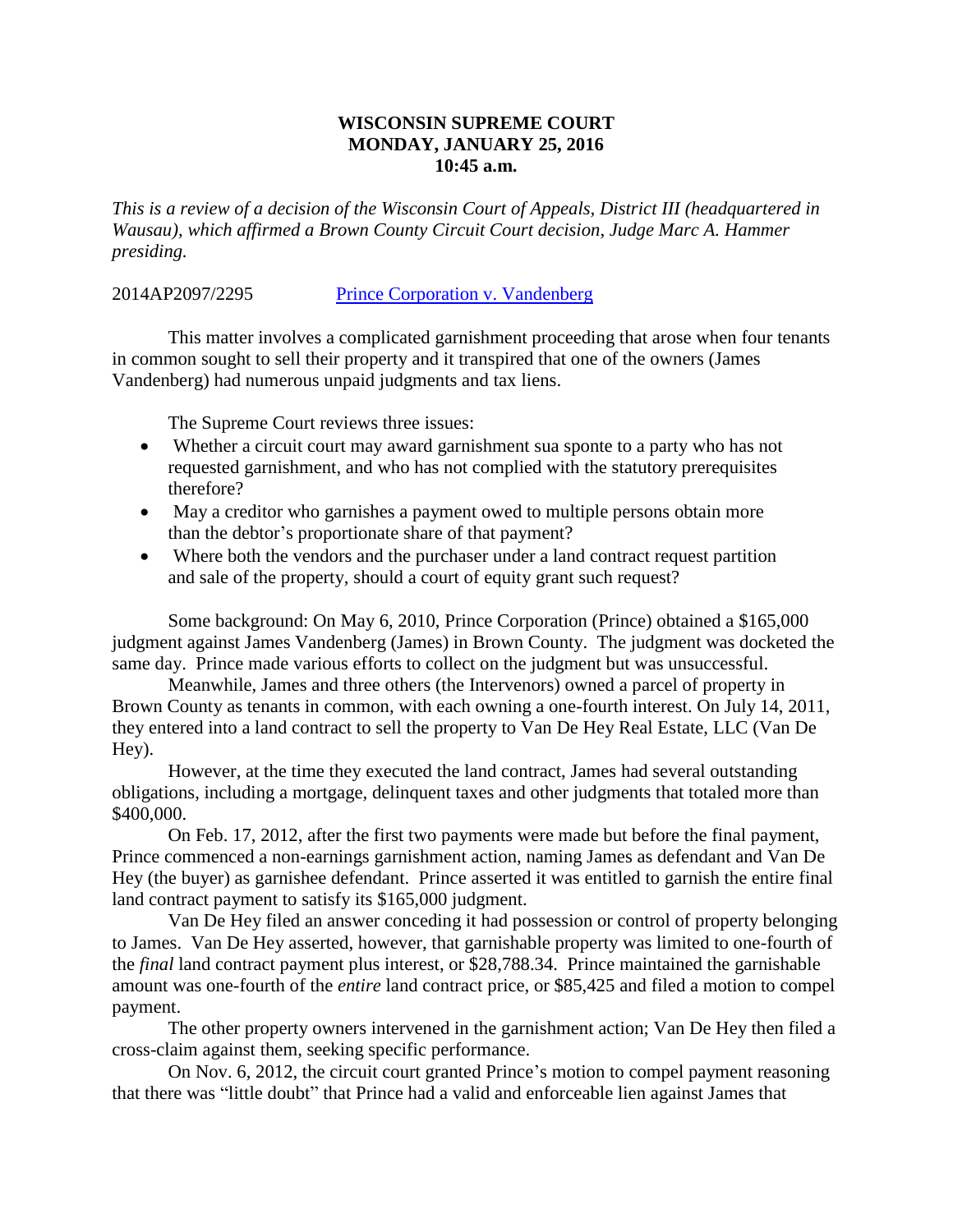**WISCONSIN SUPREME COURT**
**MONDAY, JANUARY 25, 2016**
**10:45 a.m.**

*This is a review of a decision of the Wisconsin Court of Appeals, District III (headquartered in Wausau), which affirmed a Brown County Circuit Court decision, Judge Marc A. Hammer presiding.*

2014AP2097/2295 [Prince Corporation v. Vandenberg]

This matter involves a complicated garnishment proceeding that arose when four tenants in common sought to sell their property and it transpired that one of the owners (James Vandenberg) had numerous unpaid judgments and tax liens.

The Supreme Court reviews three issues:

- Whether a circuit court may award garnishment sua sponte to a party who has not requested garnishment, and who has not complied with the statutory prerequisites therefore?
- May a creditor who garnishes a payment owed to multiple persons obtain more than the debtor's proportionate share of that payment?
- Where both the vendors and the purchaser under a land contract request partition and sale of the property, should a court of equity grant such request?

Some background: On May 6, 2010, Prince Corporation (Prince) obtained a $165,000 judgment against James Vandenberg (James) in Brown County. The judgment was docketed the same day. Prince made various efforts to collect on the judgment but was unsuccessful.

Meanwhile, James and three others (the Intervenors) owned a parcel of property in Brown County as tenants in common, with each owning a one-fourth interest. On July 14, 2011, they entered into a land contract to sell the property to Van De Hey Real Estate, LLC (Van De Hey).

However, at the time they executed the land contract, James had several outstanding obligations, including a mortgage, delinquent taxes and other judgments that totaled more than $400,000.

On Feb. 17, 2012, after the first two payments were made but before the final payment, Prince commenced a non-earnings garnishment action, naming James as defendant and Van De Hey (the buyer) as garnishee defendant. Prince asserted it was entitled to garnish the entire final land contract payment to satisfy its $165,000 judgment.

Van De Hey filed an answer conceding it had possession or control of property belonging to James. Van De Hey asserted, however, that garnishable property was limited to one-fourth of the *final* land contract payment plus interest, or $28,788.34. Prince maintained the garnishable amount was one-fourth of the *entire* land contract price, or $85,425 and filed a motion to compel payment.

The other property owners intervened in the garnishment action; Van De Hey then filed a cross-claim against them, seeking specific performance.

On Nov. 6, 2012, the circuit court granted Prince's motion to compel payment reasoning that there was "little doubt" that Prince had a valid and enforceable lien against James that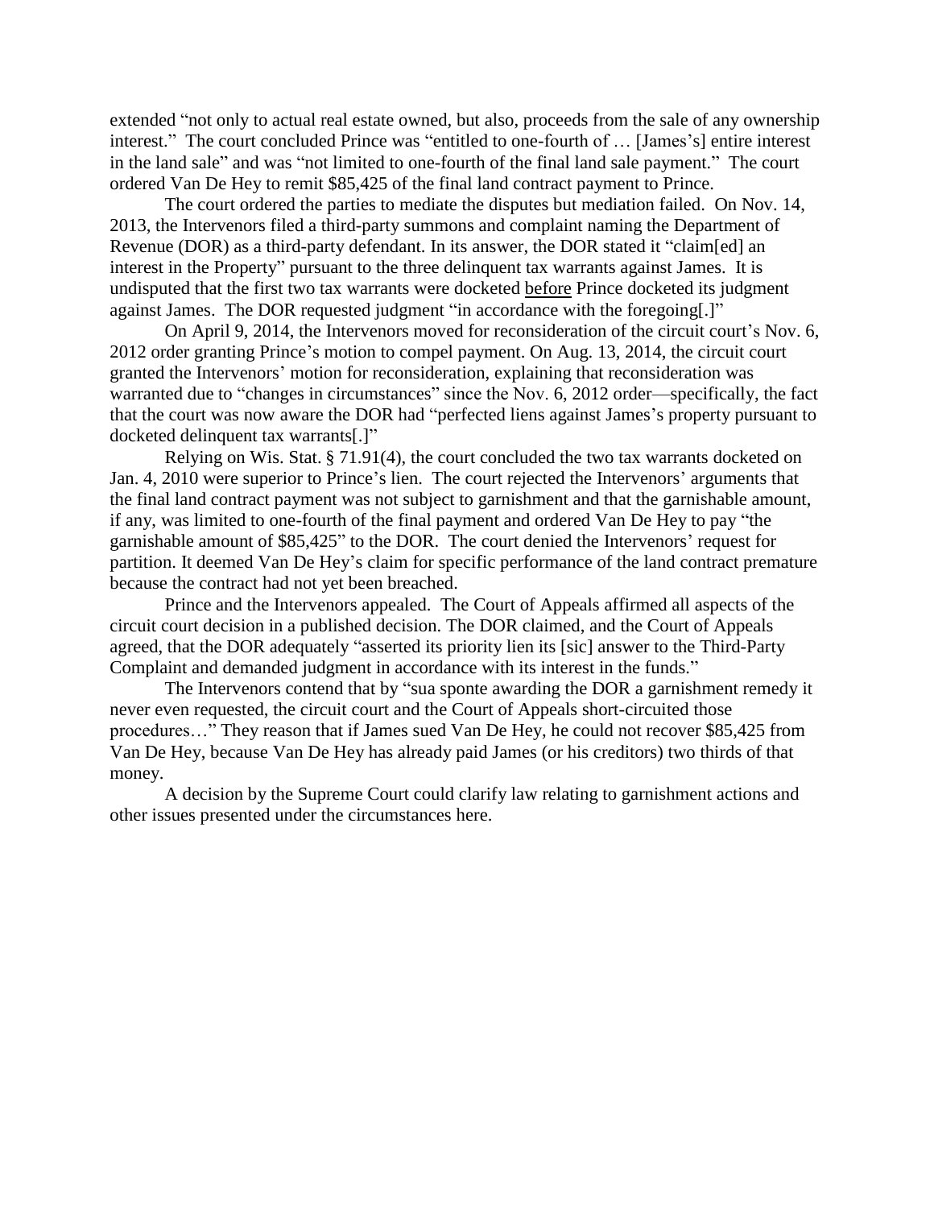extended "not only to actual real estate owned, but also, proceeds from the sale of any ownership interest." The court concluded Prince was "entitled to one-fourth of … [James's] entire interest in the land sale" and was "not limited to one-fourth of the final land sale payment." The court ordered Van De Hey to remit $85,425 of the final land contract payment to Prince.

The court ordered the parties to mediate the disputes but mediation failed. On Nov. 14, 2013, the Intervenors filed a third-party summons and complaint naming the Department of Revenue (DOR) as a third-party defendant. In its answer, the DOR stated it "claim[ed] an interest in the Property" pursuant to the three delinquent tax warrants against James. It is undisputed that the first two tax warrants were docketed before Prince docketed its judgment against James. The DOR requested judgment "in accordance with the foregoing[.]"

On April 9, 2014, the Intervenors moved for reconsideration of the circuit court's Nov. 6, 2012 order granting Prince's motion to compel payment. On Aug. 13, 2014, the circuit court granted the Intervenors' motion for reconsideration, explaining that reconsideration was warranted due to "changes in circumstances" since the Nov. 6, 2012 order—specifically, the fact that the court was now aware the DOR had "perfected liens against James's property pursuant to docketed delinquent tax warrants[.]"

Relying on Wis. Stat. § 71.91(4), the court concluded the two tax warrants docketed on Jan. 4, 2010 were superior to Prince's lien. The court rejected the Intervenors' arguments that the final land contract payment was not subject to garnishment and that the garnishable amount, if any, was limited to one-fourth of the final payment and ordered Van De Hey to pay "the garnishable amount of $85,425" to the DOR. The court denied the Intervenors' request for partition. It deemed Van De Hey's claim for specific performance of the land contract premature because the contract had not yet been breached.

Prince and the Intervenors appealed. The Court of Appeals affirmed all aspects of the circuit court decision in a published decision. The DOR claimed, and the Court of Appeals agreed, that the DOR adequately "asserted its priority lien its [sic] answer to the Third-Party Complaint and demanded judgment in accordance with its interest in the funds."

The Intervenors contend that by "sua sponte awarding the DOR a garnishment remedy it never even requested, the circuit court and the Court of Appeals short-circuited those procedures…" They reason that if James sued Van De Hey, he could not recover $85,425 from Van De Hey, because Van De Hey has already paid James (or his creditors) two thirds of that money.

A decision by the Supreme Court could clarify law relating to garnishment actions and other issues presented under the circumstances here.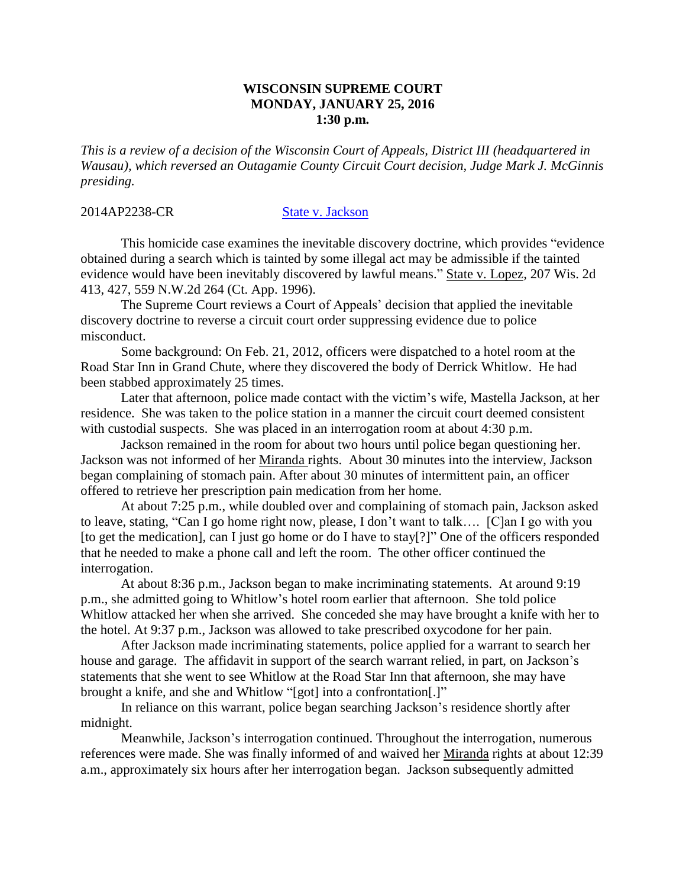**WISCONSIN SUPREME COURT**
**MONDAY, JANUARY 25, 2016**
**1:30 p.m.**

*This is a review of a decision of the Wisconsin Court of Appeals, District III (headquartered in Wausau), which reversed an Outagamie County Circuit Court decision, Judge Mark J. McGinnis presiding.*

2014AP2238-CR State v. Jackson

This homicide case examines the inevitable discovery doctrine, which provides "evidence obtained during a search which is tainted by some illegal act may be admissible if the tainted evidence would have been inevitably discovered by lawful means." State v. Lopez, 207 Wis. 2d 413, 427, 559 N.W.2d 264 (Ct. App. 1996).

The Supreme Court reviews a Court of Appeals' decision that applied the inevitable discovery doctrine to reverse a circuit court order suppressing evidence due to police misconduct.

Some background: On Feb. 21, 2012, officers were dispatched to a hotel room at the Road Star Inn in Grand Chute, where they discovered the body of Derrick Whitlow. He had been stabbed approximately 25 times.

Later that afternoon, police made contact with the victim's wife, Mastella Jackson, at her residence. She was taken to the police station in a manner the circuit court deemed consistent with custodial suspects. She was placed in an interrogation room at about 4:30 p.m.

Jackson remained in the room for about two hours until police began questioning her. Jackson was not informed of her Miranda rights. About 30 minutes into the interview, Jackson began complaining of stomach pain. After about 30 minutes of intermittent pain, an officer offered to retrieve her prescription pain medication from her home.

At about 7:25 p.m., while doubled over and complaining of stomach pain, Jackson asked to leave, stating, "Can I go home right now, please, I don't want to talk…. [C]an I go with you [to get the medication], can I just go home or do I have to stay[?]" One of the officers responded that he needed to make a phone call and left the room. The other officer continued the interrogation.

At about 8:36 p.m., Jackson began to make incriminating statements. At around 9:19 p.m., she admitted going to Whitlow's hotel room earlier that afternoon. She told police Whitlow attacked her when she arrived. She conceded she may have brought a knife with her to the hotel. At 9:37 p.m., Jackson was allowed to take prescribed oxycodone for her pain.

After Jackson made incriminating statements, police applied for a warrant to search her house and garage. The affidavit in support of the search warrant relied, in part, on Jackson's statements that she went to see Whitlow at the Road Star Inn that afternoon, she may have brought a knife, and she and Whitlow "[got] into a confrontation[.]"

In reliance on this warrant, police began searching Jackson's residence shortly after midnight.

Meanwhile, Jackson's interrogation continued. Throughout the interrogation, numerous references were made. She was finally informed of and waived her Miranda rights at about 12:39 a.m., approximately six hours after her interrogation began. Jackson subsequently admitted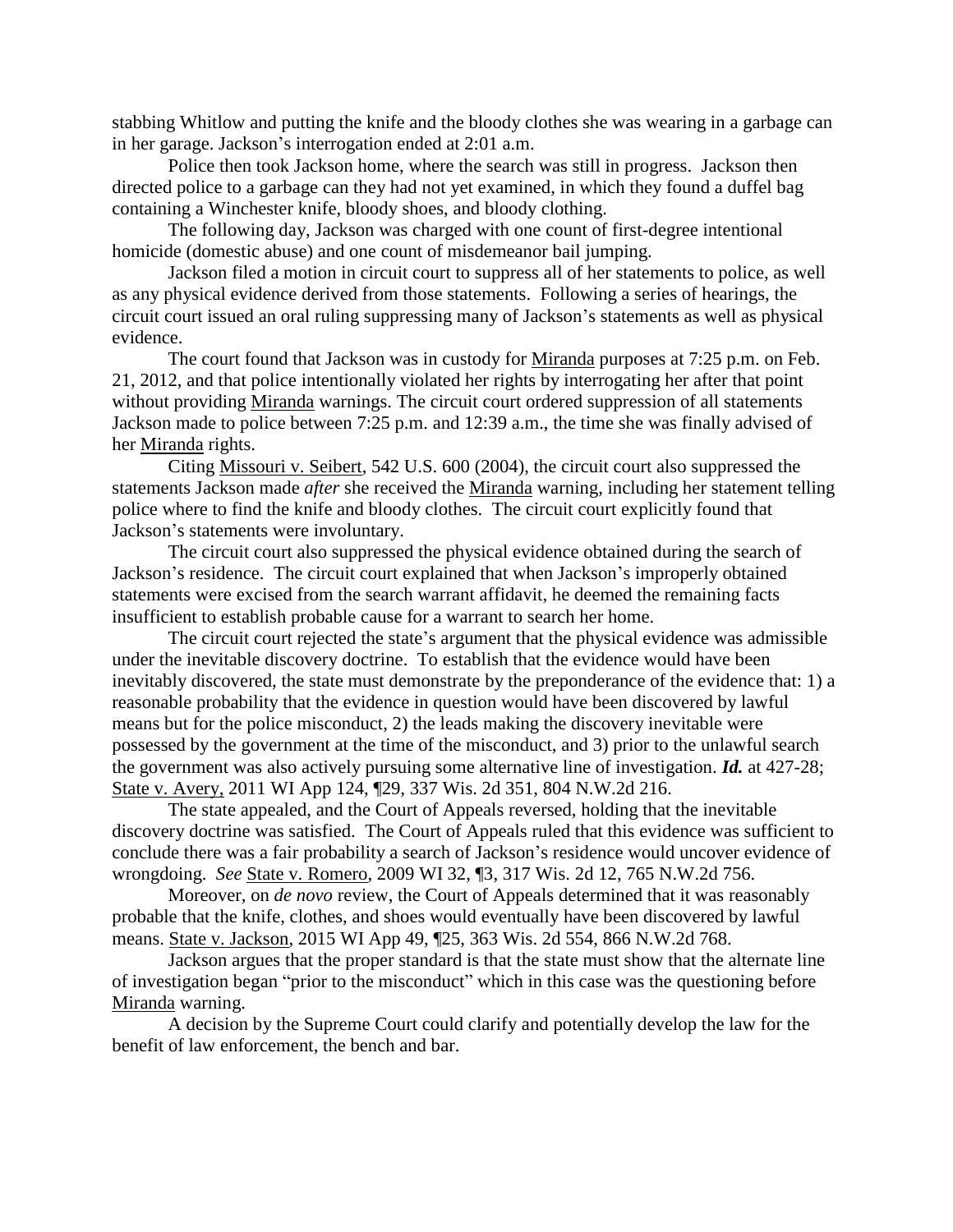stabbing Whitlow and putting the knife and the bloody clothes she was wearing in a garbage can in her garage. Jackson's interrogation ended at 2:01 a.m.

Police then took Jackson home, where the search was still in progress. Jackson then directed police to a garbage can they had not yet examined, in which they found a duffel bag containing a Winchester knife, bloody shoes, and bloody clothing.

The following day, Jackson was charged with one count of first-degree intentional homicide (domestic abuse) and one count of misdemeanor bail jumping.

Jackson filed a motion in circuit court to suppress all of her statements to police, as well as any physical evidence derived from those statements. Following a series of hearings, the circuit court issued an oral ruling suppressing many of Jackson's statements as well as physical evidence.

The court found that Jackson was in custody for Miranda purposes at 7:25 p.m. on Feb. 21, 2012, and that police intentionally violated her rights by interrogating her after that point without providing Miranda warnings. The circuit court ordered suppression of all statements Jackson made to police between 7:25 p.m. and 12:39 a.m., the time she was finally advised of her Miranda rights.

Citing Missouri v. Seibert, 542 U.S. 600 (2004), the circuit court also suppressed the statements Jackson made *after* she received the Miranda warning, including her statement telling police where to find the knife and bloody clothes. The circuit court explicitly found that Jackson's statements were involuntary.

The circuit court also suppressed the physical evidence obtained during the search of Jackson's residence. The circuit court explained that when Jackson's improperly obtained statements were excised from the search warrant affidavit, he deemed the remaining facts insufficient to establish probable cause for a warrant to search her home.

The circuit court rejected the state's argument that the physical evidence was admissible under the inevitable discovery doctrine. To establish that the evidence would have been inevitably discovered, the state must demonstrate by the preponderance of the evidence that: 1) a reasonable probability that the evidence in question would have been discovered by lawful means but for the police misconduct, 2) the leads making the discovery inevitable were possessed by the government at the time of the misconduct, and 3) prior to the unlawful search the government was also actively pursuing some alternative line of investigation. ***Id.*** at 427-28; State v. Avery, 2011 WI App 124, ¶29, 337 Wis. 2d 351, 804 N.W.2d 216.

The state appealed, and the Court of Appeals reversed, holding that the inevitable discovery doctrine was satisfied. The Court of Appeals ruled that this evidence was sufficient to conclude there was a fair probability a search of Jackson's residence would uncover evidence of wrongdoing. *See* State v. Romero, 2009 WI 32, ¶3, 317 Wis. 2d 12, 765 N.W.2d 756.

Moreover, on *de novo* review, the Court of Appeals determined that it was reasonably probable that the knife, clothes, and shoes would eventually have been discovered by lawful means. State v. Jackson, 2015 WI App 49, ¶25, 363 Wis. 2d 554, 866 N.W.2d 768.

Jackson argues that the proper standard is that the state must show that the alternate line of investigation began "prior to the misconduct" which in this case was the questioning before Miranda warning.

A decision by the Supreme Court could clarify and potentially develop the law for the benefit of law enforcement, the bench and bar.